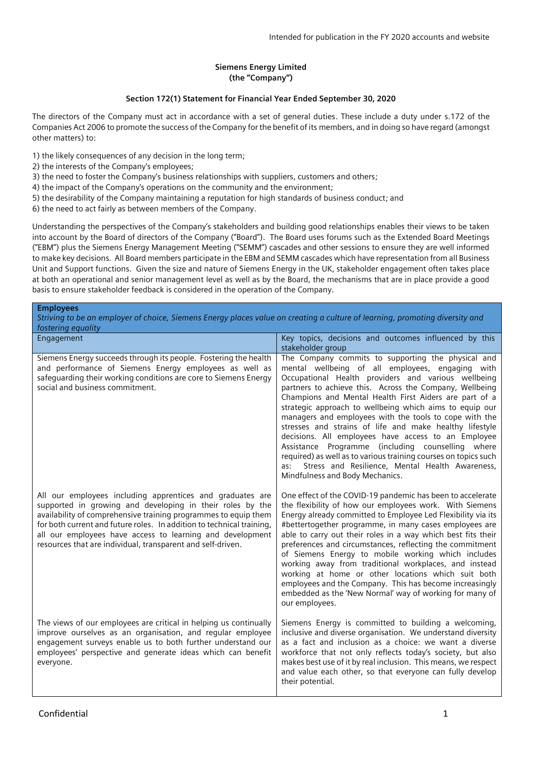Intended for publication in the FY 2020 accounts and website

**Siemens Energy Limited**
**(the "Company")**

**Section 172(1) Statement for Financial Year Ended September 30, 2020**

The directors of the Company must act in accordance with a set of general duties. These include a duty under s.172 of the Companies Act 2006 to promote the success of the Company for the benefit of its members, and in doing so have regard (amongst other matters) to:

1) the likely consequences of any decision in the long term;
2) the interests of the Company's employees;
3) the need to foster the Company's business relationships with suppliers, customers and others;
4) the impact of the Company's operations on the community and the environment;
5) the desirability of the Company maintaining a reputation for high standards of business conduct; and
6) the need to act fairly as between members of the Company.

Understanding the perspectives of the Company's stakeholders and building good relationships enables their views to be taken into account by the Board of directors of the Company ("Board"). The Board uses forums such as the Extended Board Meetings ("EBM") plus the Siemens Energy Management Meeting ("SEMM") cascades and other sessions to ensure they are well informed to make key decisions. All Board members participate in the EBM and SEMM cascades which have representation from all Business Unit and Support functions. Given the size and nature of Siemens Energy in the UK, stakeholder engagement often takes place at both an operational and senior management level as well as by the Board, the mechanisms that are in place provide a good basis to ensure stakeholder feedback is considered in the operation of the Company.

| **Employees** *Striving to be an employer of choice, Siemens Energy places value on creating a culture of learning, promoting diversity and fostering equality* | |
|---|---|
| Engagement | Key topics, decisions and outcomes influenced by this stakeholder group |
| Siemens Energy succeeds through its people. Fostering the health and performance of Siemens Energy employees as well as safeguarding their working conditions are core to Siemens Energy social and business commitment. | The Company commits to supporting the physical and mental wellbeing of all employees, engaging with Occupational Health providers and various wellbeing partners to achieve this. Across the Company, Wellbeing Champions and Mental Health First Aiders are part of a strategic approach to wellbeing which aims to equip our managers and employees with the tools to cope with the stresses and strains of life and make healthy lifestyle decisions. All employees have access to an Employee Assistance Programme (including counselling where required) as well as to various training courses on topics such as: Stress and Resilience, Mental Health Awareness, Mindfulness and Body Mechanics. |
| All our employees including apprentices and graduates are supported in growing and developing in their roles by the availability of comprehensive training programmes to equip them for both current and future roles. In addition to technical training, all our employees have access to learning and development resources that are individual, transparent and self-driven. | One effect of the COVID-19 pandemic has been to accelerate the flexibility of how our employees work. With Siemens Energy already committed to Employee Led Flexibility via its #bettertogether programme, in many cases employees are able to carry out their roles in a way which best fits their preferences and circumstances, reflecting the commitment of Siemens Energy to mobile working which includes working away from traditional workplaces, and instead working at home or other locations which suit both employees and the Company. This has become increasingly embedded as the 'New Normal' way of working for many of our employees. |
| The views of our employees are critical in helping us continually improve ourselves as an organisation, and regular employee engagement surveys enable us to both further understand our employees' perspective and generate ideas which can benefit everyone. | Siemens Energy is committed to building a welcoming, inclusive and diverse organisation. We understand diversity as a fact and inclusion as a choice: we want a diverse workforce that not only reflects today's society, but also makes best use of it by real inclusion. This means, we respect and value each other, so that everyone can fully develop their potential. |

Confidential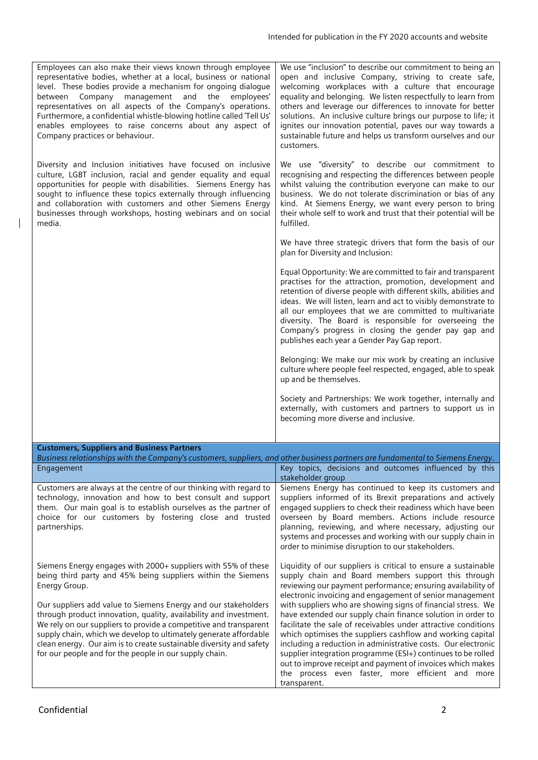| | |
|---|---|
| Employees can also make their views known through employee representative bodies, whether at a local, business or national level. These bodies provide a mechanism for ongoing dialogue between Company management and the employees' representatives on all aspects of the Company's operations. Furthermore, a confidential whistle-blowing hotline called 'Tell Us' enables employees to raise concerns about any aspect of Company practices or behaviour.<br><br>Diversity and Inclusion initiatives have focused on inclusive culture, LGBT inclusion, racial and gender equality and equal opportunities for people with disabilities. Siemens Energy has sought to influence these topics externally through influencing and collaboration with customers and other Siemens Energy businesses through workshops, hosting webinars and on social media. | We use "inclusion" to describe our commitment to being an open and inclusive Company, striving to create safe, welcoming workplaces with a culture that encourage equality and belonging. We listen respectfully to learn from others and leverage our differences to innovate for better solutions. An inclusive culture brings our purpose to life; it ignites our innovation potential, paves our way towards a sustainable future and helps us transform ourselves and our customers.<br><br>We use "diversity" to describe our commitment to recognising and respecting the differences between people whilst valuing the contribution everyone can make to our business. We do not tolerate discrimination or bias of any kind. At Siemens Energy, we want every person to bring their whole self to work and trust that their potential will be fulfilled.<br><br>We have three strategic drivers that form the basis of our plan for Diversity and Inclusion:<br><br>Equal Opportunity: We are committed to fair and transparent practises for the attraction, promotion, development and retention of diverse people with different skills, abilities and ideas. We will listen, learn and act to visibly demonstrate to all our employees that we are committed to multivariate diversity. The Board is responsible for overseeing the Company's progress in closing the gender pay gap and publishes each year a Gender Pay Gap report.<br><br>Belonging: We make our mix work by creating an inclusive culture where people feel respected, engaged, able to speak up and be themselves.<br><br>Society and Partnerships: We work together, internally and externally, with customers and partners to support us in becoming more diverse and inclusive. |
| **Customers, Suppliers and Business Partners**<br>*Business relationships with the Company's customers, suppliers, and other business partners are fundamental to Siemens Energy.* | |
| Engagement | Key topics, decisions and outcomes influenced by this stakeholder group |
| Customers are always at the centre of our thinking with regard to technology, innovation and how to best consult and support them. Our main goal is to establish ourselves as the partner of choice for our customers by fostering close and trusted partnerships. | Siemens Energy has continued to keep its customers and suppliers informed of its Brexit preparations and actively engaged suppliers to check their readiness which have been overseen by Board members. Actions include resource planning, reviewing, and where necessary, adjusting our systems and processes and working with our supply chain in order to minimise disruption to our stakeholders. |
| Siemens Energy engages with 2000+ suppliers with 55% of these being third party and 45% being suppliers within the Siemens Energy Group.<br><br>Our suppliers add value to Siemens Energy and our stakeholders through product innovation, quality, availability and investment. We rely on our suppliers to provide a competitive and transparent supply chain, which we develop to ultimately generate affordable clean energy. Our aim is to create sustainable diversity and safety for our people and for the people in our supply chain. | Liquidity of our suppliers is critical to ensure a sustainable supply chain and Board members support this through reviewing our payment performance; ensuring availability of electronic invoicing and engagement of senior management with suppliers who are showing signs of financial stress. We have extended our supply chain finance solution in order to facilitate the sale of receivables under attractive conditions which optimises the suppliers cashflow and working capital including a reduction in administrative costs. Our electronic supplier integration programme (ESI+) continues to be rolled out to improve receipt and payment of invoices which makes the process even faster, more efficient and more transparent. |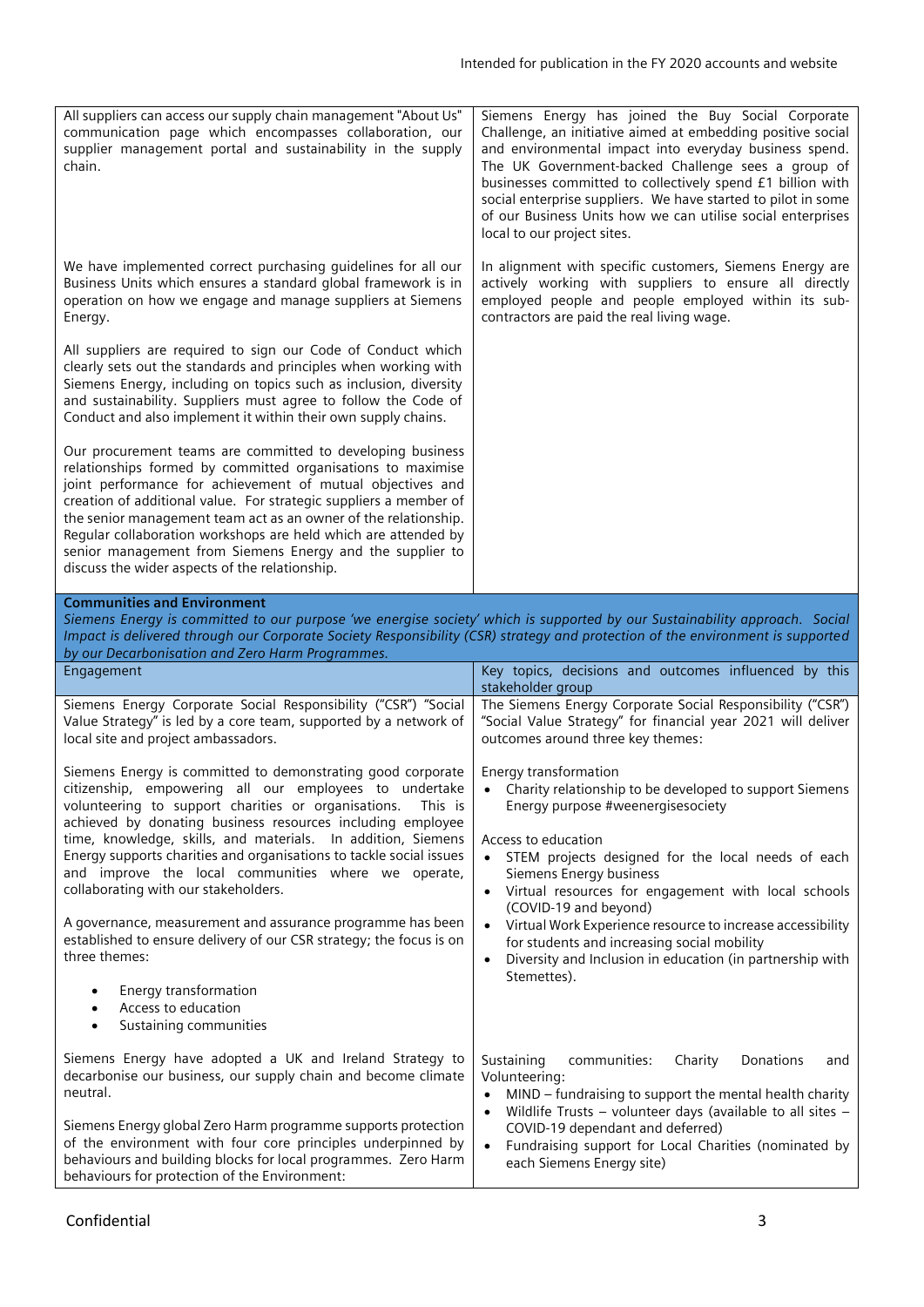| | |
|---|---|
| All suppliers can access our supply chain management "About Us" communication page which encompasses collaboration, our supplier management portal and sustainability in the supply chain.<br><br>We have implemented correct purchasing guidelines for all our Business Units which ensures a standard global framework is in operation on how we engage and manage suppliers at Siemens Energy.<br><br>All suppliers are required to sign our Code of Conduct which clearly sets out the standards and principles when working with Siemens Energy, including on topics such as inclusion, diversity and sustainability. Suppliers must agree to follow the Code of Conduct and also implement it within their own supply chains.<br><br>Our procurement teams are committed to developing business relationships formed by committed organisations to maximise joint performance for achievement of mutual objectives and creation of additional value. For strategic suppliers a member of the senior management team act as an owner of the relationship. Regular collaboration workshops are held which are attended by senior management from Siemens Energy and the supplier to discuss the wider aspects of the relationship. | Siemens Energy has joined the Buy Social Corporate Challenge, an initiative aimed at embedding positive social and environmental impact into everyday business spend. The UK Government-backed Challenge sees a group of businesses committed to collectively spend £1 billion with social enterprise suppliers. We have started to pilot in some of our Business Units how we can utilise social enterprises local to our project sites.<br><br>In alignment with specific customers, Siemens Energy are actively working with suppliers to ensure all directly employed people and people employed within its sub-contractors are paid the real living wage. |

**Communities and Environment**

*Siemens Energy is committed to our purpose 'we energise society' which is supported by our Sustainability approach. Social Impact is delivered through our Corporate Society Responsibility (CSR) strategy and protection of the environment is supported by our Decarbonisation and Zero Harm Programmes.*

| Engagement | Key topics, decisions and outcomes influenced by this stakeholder group |
|---|---|
| Siemens Energy Corporate Social Responsibility ("CSR") "Social Value Strategy" is led by a core team, supported by a network of local site and project ambassadors.<br><br>Siemens Energy is committed to demonstrating good corporate citizenship, empowering all our employees to undertake volunteering to support charities or organisations. This is achieved by donating business resources including employee time, knowledge, skills, and materials. In addition, Siemens Energy supports charities and organisations to tackle social issues and improve the local communities where we operate, collaborating with our stakeholders.<br><br>A governance, measurement and assurance programme has been established to ensure delivery of our CSR strategy; the focus is on three themes:<br>• Energy transformation<br>• Access to education<br>• Sustaining communities<br><br>Siemens Energy have adopted a UK and Ireland Strategy to decarbonise our business, our supply chain and become climate neutral.<br><br>Siemens Energy global Zero Harm programme supports protection of the environment with four core principles underpinned by behaviours and building blocks for local programmes. Zero Harm behaviours for protection of the Environment: | The Siemens Energy Corporate Social Responsibility ("CSR") "Social Value Strategy" for financial year 2021 will deliver outcomes around three key themes:<br><br>Energy transformation<br>• Charity relationship to be developed to support Siemens Energy purpose #weenergisesociety<br><br>Access to education<br>• STEM projects designed for the local needs of each Siemens Energy business<br>• Virtual resources for engagement with local schools (COVID-19 and beyond)<br>• Virtual Work Experience resource to increase accessibility for students and increasing social mobility<br>• Diversity and Inclusion in education (in partnership with Stemettes).<br><br>Sustaining communities: Charity Donations and Volunteering:<br>• MIND – fundraising to support the mental health charity<br>• Wildlife Trusts – volunteer days (available to all sites – COVID-19 dependant and deferred)<br>• Fundraising support for Local Charities (nominated by each Siemens Energy site) |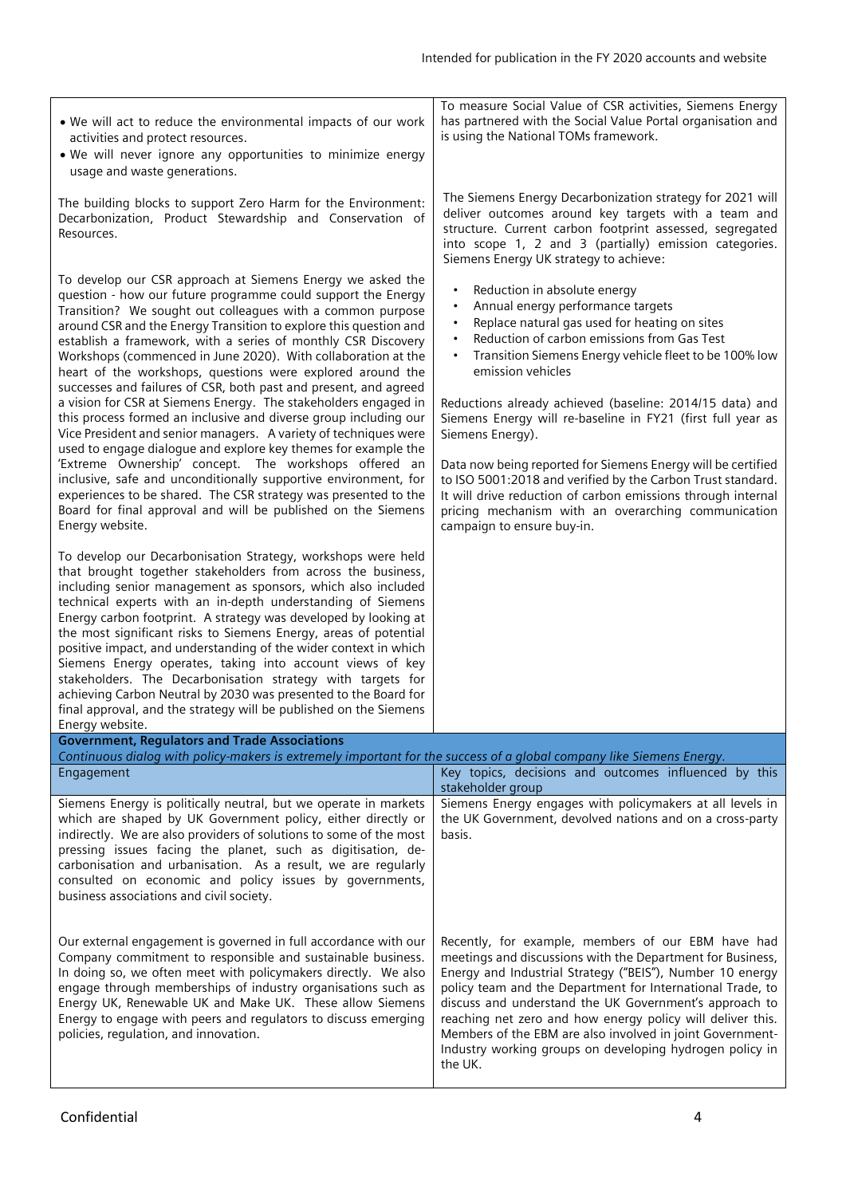| | |
|---|---|
| • We will act to reduce the environmental impacts of our work activities and protect resources.<br>• We will never ignore any opportunities to minimize energy usage and waste generations.<br><br>The building blocks to support Zero Harm for the Environment: Decarbonization, Product Stewardship and Conservation of Resources.<br><br>To develop our CSR approach at Siemens Energy we asked the question - how our future programme could support the Energy Transition? We sought out colleagues with a common purpose around CSR and the Energy Transition to explore this question and establish a framework, with a series of monthly CSR Discovery Workshops (commenced in June 2020). With collaboration at the heart of the workshops, questions were explored around the successes and failures of CSR, both past and present, and agreed a vision for CSR at Siemens Energy. The stakeholders engaged in this process formed an inclusive and diverse group including our Vice President and senior managers. A variety of techniques were used to engage dialogue and explore key themes for example the 'Extreme Ownership' concept. The workshops offered an inclusive, safe and unconditionally supportive environment, for experiences to be shared. The CSR strategy was presented to the Board for final approval and will be published on the Siemens Energy website.<br><br>To develop our Decarbonisation Strategy, workshops were held that brought together stakeholders from across the business, including senior management as sponsors, which also included technical experts with an in-depth understanding of Siemens Energy carbon footprint. A strategy was developed by looking at the most significant risks to Siemens Energy, areas of potential positive impact, and understanding of the wider context in which Siemens Energy operates, taking into account views of key stakeholders. The Decarbonisation strategy with targets for achieving Carbon Neutral by 2030 was presented to the Board for final approval, and the strategy will be published on the Siemens Energy website. | To measure Social Value of CSR activities, Siemens Energy has partnered with the Social Value Portal organisation and is using the National TOMs framework.<br><br>The Siemens Energy Decarbonization strategy for 2021 will deliver outcomes around key targets with a team and structure. Current carbon footprint assessed, segregated into scope 1, 2 and 3 (partially) emission categories. Siemens Energy UK strategy to achieve:<br><br>• Reduction in absolute energy<br>• Annual energy performance targets<br>• Replace natural gas used for heating on sites<br>• Reduction of carbon emissions from Gas Test<br>• Transition Siemens Energy vehicle fleet to be 100% low emission vehicles<br><br>Reductions already achieved (baseline: 2014/15 data) and Siemens Energy will re-baseline in FY21 (first full year as Siemens Energy).<br><br>Data now being reported for Siemens Energy will be certified to ISO 5001:2018 and verified by the Carbon Trust standard. It will drive reduction of carbon emissions through internal pricing mechanism with an overarching communication campaign to ensure buy-in. |
| **Government, Regulators and Trade Associations**<br>*Continuous dialog with policy-makers is extremely important for the success of a global company like Siemens Energy.* | |
| Engagement | Key topics, decisions and outcomes influenced by this stakeholder group |
| Siemens Energy is politically neutral, but we operate in markets which are shaped by UK Government policy, either directly or indirectly. We are also providers of solutions to some of the most pressing issues facing the planet, such as digitisation, de-carbonisation and urbanisation. As a result, we are regularly consulted on economic and policy issues by governments, business associations and civil society.<br><br>Our external engagement is governed in full accordance with our Company commitment to responsible and sustainable business. In doing so, we often meet with policymakers directly. We also engage through memberships of industry organisations such as Energy UK, Renewable UK and Make UK. These allow Siemens Energy to engage with peers and regulators to discuss emerging policies, regulation, and innovation. | Siemens Energy engages with policymakers at all levels in the UK Government, devolved nations and on a cross-party basis.<br><br>Recently, for example, members of our EBM have had meetings and discussions with the Department for Business, Energy and Industrial Strategy ("BEIS"), Number 10 energy policy team and the Department for International Trade, to discuss and understand the UK Government's approach to reaching net zero and how energy policy will deliver this. Members of the EBM are also involved in joint Government-Industry working groups on developing hydrogen policy in the UK. |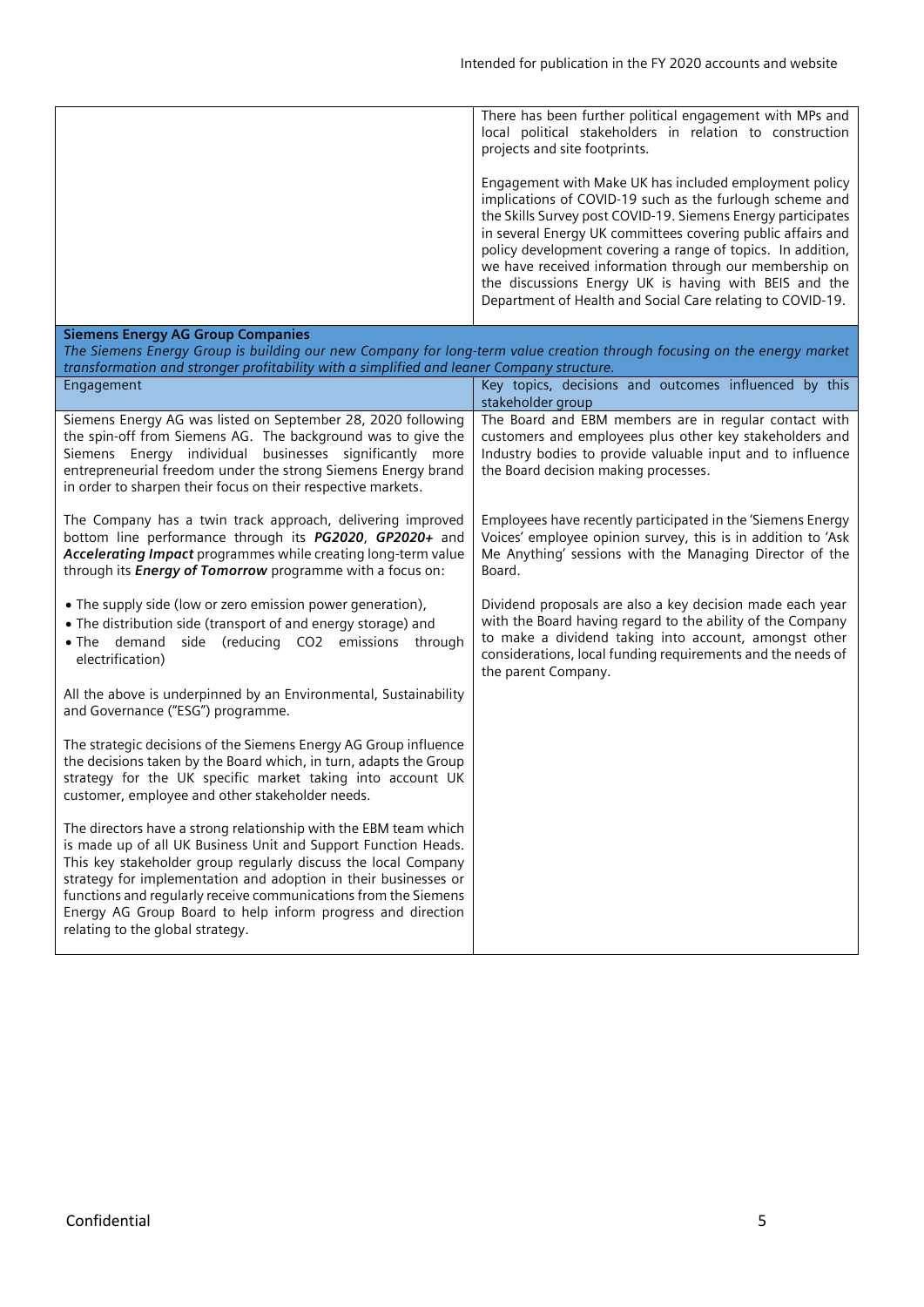| | |
|---|---|
| | There has been further political engagement with MPs and local political stakeholders in relation to construction projects and site footprints.<br><br>Engagement with Make UK has included employment policy implications of COVID-19 such as the furlough scheme and the Skills Survey post COVID-19. Siemens Energy participates in several Energy UK committees covering public affairs and policy development covering a range of topics. In addition, we have received information through our membership on the discussions Energy UK is having with BEIS and the Department of Health and Social Care relating to COVID-19. |

**Siemens Energy AG Group Companies**

*The Siemens Energy Group is building our new Company for long-term value creation through focusing on the energy market transformation and stronger profitability with a simplified and leaner Company structure.*

| Engagement | Key topics, decisions and outcomes influenced by this stakeholder group |
|---|---|
| Siemens Energy AG was listed on September 28, 2020 following the spin-off from Siemens AG. The background was to give the Siemens Energy individual businesses significantly more entrepreneurial freedom under the strong Siemens Energy brand in order to sharpen their focus on their respective markets.<br><br>The Company has a twin track approach, delivering improved bottom line performance through its ***PG2020***, ***GP2020+*** and ***Accelerating Impact*** programmes while creating long-term value through its ***Energy of Tomorrow*** programme with a focus on:<br><br>• The supply side (low or zero emission power generation),<br>• The distribution side (transport of and energy storage) and<br>• The demand side (reducing CO2 emissions through electrification)<br><br>All the above is underpinned by an Environmental, Sustainability and Governance ("ESG") programme.<br><br>The strategic decisions of the Siemens Energy AG Group influence the decisions taken by the Board which, in turn, adapts the Group strategy for the UK specific market taking into account UK customer, employee and other stakeholder needs.<br><br>The directors have a strong relationship with the EBM team which is made up of all UK Business Unit and Support Function Heads. This key stakeholder group regularly discuss the local Company strategy for implementation and adoption in their businesses or functions and regularly receive communications from the Siemens Energy AG Group Board to help inform progress and direction relating to the global strategy. | The Board and EBM members are in regular contact with customers and employees plus other key stakeholders and Industry bodies to provide valuable input and to influence the Board decision making processes.<br><br>Employees have recently participated in the 'Siemens Energy Voices' employee opinion survey, this is in addition to 'Ask Me Anything' sessions with the Managing Director of the Board.<br><br>Dividend proposals are also a key decision made each year with the Board having regard to the ability of the Company to make a dividend taking into account, amongst other considerations, local funding requirements and the needs of the parent Company. |